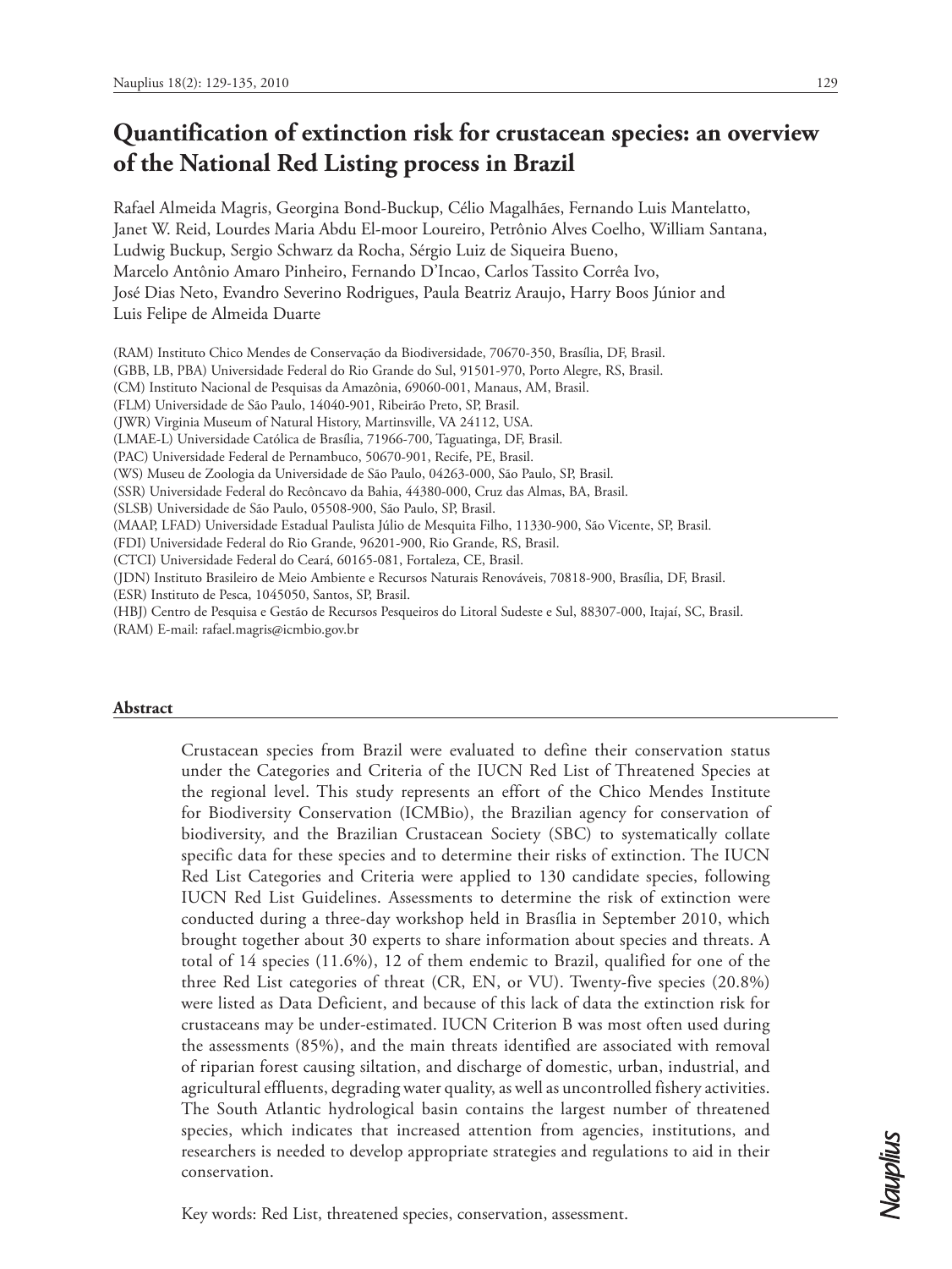# Quantification of extinction risk for crustacean species: an overview of the National Red Listing process in Brazil

Rafael Almeida Magris, Georgina Bond-Buckup, Célio Magalhães, Fernando Luis Mantelatto, Janet W. Reid, Lourdes Maria Abdu El-moor Loureiro, Petrônio Alves Coelho, William Santana, Ludwig Buckup, Sergio Schwarz da Rocha, Sérgio Luiz de Siqueira Bueno, Marcelo Antônio Amaro Pinheiro, Fernando D'Incao, Carlos Tassito Corrêa Ivo, José Dias Neto, Evandro Severino Rodrigues, Paula Beatriz Araujo, Harry Boos Júnior and Luis Felipe de Almeida Duarte

(RAM) Instituto Chico Mendes de Conservação da Biodiversidade, 70670-350, Brasília, DF, Brasil.
(GBB, LB, PBA) Universidade Federal do Rio Grande do Sul, 91501-970, Porto Alegre, RS, Brasil.
(CM) Instituto Nacional de Pesquisas da Amazônia, 69060-001, Manaus, AM, Brasil.
(FLM) Universidade de São Paulo, 14040-901, Ribeirão Preto, SP, Brasil.
(JWR) Virginia Museum of Natural History, Martinsville, VA 24112, USA.
(LMAE-L) Universidade Católica de Brasília, 71966-700, Taguatinga, DF, Brasil.
(PAC) Universidade Federal de Pernambuco, 50670-901, Recife, PE, Brasil.
(WS) Museu de Zoologia da Universidade de São Paulo, 04263-000, São Paulo, SP, Brasil.
(SSR) Universidade Federal do Recôncavo da Bahia, 44380-000, Cruz das Almas, BA, Brasil.
(SLSB) Universidade de São Paulo, 05508-900, São Paulo, SP, Brasil.
(MAAP, LFAD) Universidade Estadual Paulista Júlio de Mesquita Filho, 11330-900, São Vicente, SP, Brasil.
(FDI) Universidade Federal do Rio Grande, 96201-900, Rio Grande, RS, Brasil.
(CTCI) Universidade Federal do Ceará, 60165-081, Fortaleza, CE, Brasil.
(JDN) Instituto Brasileiro de Meio Ambiente e Recursos Naturais Renováveis, 70818-900, Brasília, DF, Brasil.
(ESR) Instituto de Pesca, 1045050, Santos, SP, Brasil.
(HBJ) Centro de Pesquisa e Gestão de Recursos Pesqueiros do Litoral Sudeste e Sul, 88307-000, Itajaí, SC, Brasil.
(RAM) E-mail: rafael.magris@icmbio.gov.br

## Abstract

Crustacean species from Brazil were evaluated to define their conservation status under the Categories and Criteria of the IUCN Red List of Threatened Species at the regional level. This study represents an effort of the Chico Mendes Institute for Biodiversity Conservation (ICMBio), the Brazilian agency for conservation of biodiversity, and the Brazilian Crustacean Society (SBC) to systematically collate specific data for these species and to determine their risks of extinction. The IUCN Red List Categories and Criteria were applied to 130 candidate species, following IUCN Red List Guidelines. Assessments to determine the risk of extinction were conducted during a three-day workshop held in Brasília in September 2010, which brought together about 30 experts to share information about species and threats. A total of 14 species (11.6%), 12 of them endemic to Brazil, qualified for one of the three Red List categories of threat (CR, EN, or VU). Twenty-five species (20.8%) were listed as Data Deficient, and because of this lack of data the extinction risk for crustaceans may be under-estimated. IUCN Criterion B was most often used during the assessments (85%), and the main threats identified are associated with removal of riparian forest causing siltation, and discharge of domestic, urban, industrial, and agricultural effluents, degrading water quality, as well as uncontrolled fishery activities. The South Atlantic hydrological basin contains the largest number of threatened species, which indicates that increased attention from agencies, institutions, and researchers is needed to develop appropriate strategies and regulations to aid in their conservation.

Key words: Red List, threatened species, conservation, assessment.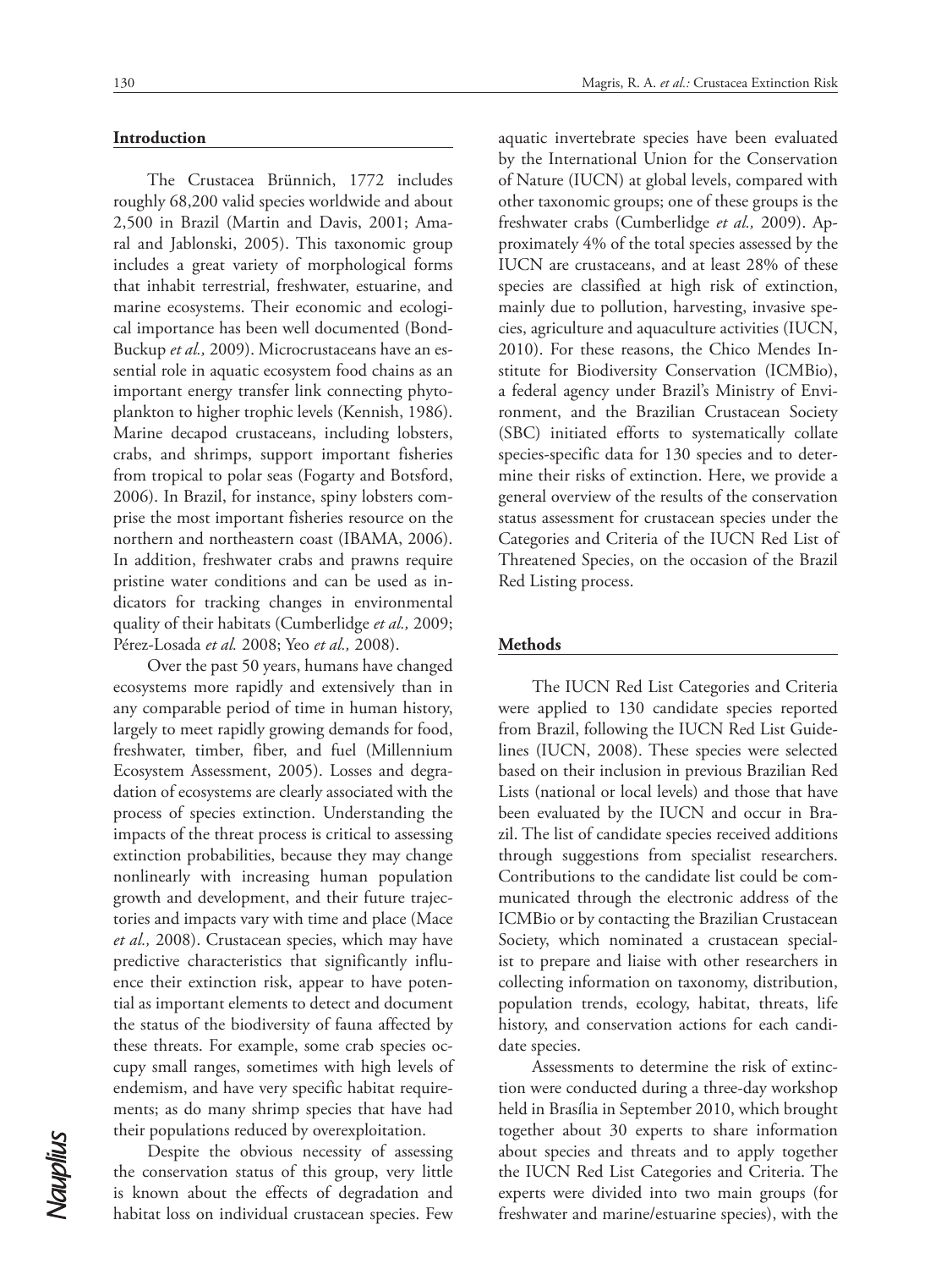## Introduction

The Crustacea Brünnich, 1772 includes roughly 68,200 valid species worldwide and about 2,500 in Brazil (Martin and Davis, 2001; Amaral and Jablonski, 2005). This taxonomic group includes a great variety of morphological forms that inhabit terrestrial, freshwater, estuarine, and marine ecosystems. Their economic and ecological importance has been well documented (Bond-Buckup *et al.,* 2009). Microcrustaceans have an essential role in aquatic ecosystem food chains as an important energy transfer link connecting phytoplankton to higher trophic levels (Kennish, 1986). Marine decapod crustaceans, including lobsters, crabs, and shrimps, support important fisheries from tropical to polar seas (Fogarty and Botsford, 2006). In Brazil, for instance, spiny lobsters comprise the most important fisheries resource on the northern and northeastern coast (IBAMA, 2006). In addition, freshwater crabs and prawns require pristine water conditions and can be used as indicators for tracking changes in environmental quality of their habitats (Cumberlidge *et al.,* 2009; Pérez-Losada *et al.* 2008; Yeo *et al.,* 2008).

Over the past 50 years, humans have changed ecosystems more rapidly and extensively than in any comparable period of time in human history, largely to meet rapidly growing demands for food, freshwater, timber, fiber, and fuel (Millennium Ecosystem Assessment, 2005). Losses and degradation of ecosystems are clearly associated with the process of species extinction. Understanding the impacts of the threat process is critical to assessing extinction probabilities, because they may change nonlinearly with increasing human population growth and development, and their future trajectories and impacts vary with time and place (Mace *et al.,* 2008). Crustacean species, which may have predictive characteristics that significantly influence their extinction risk, appear to have potential as important elements to detect and document the status of the biodiversity of fauna affected by these threats. For example, some crab species occupy small ranges, sometimes with high levels of endemism, and have very specific habitat requirements; as do many shrimp species that have had their populations reduced by overexploitation.

Despite the obvious necessity of assessing the conservation status of this group, very little is known about the effects of degradation and habitat loss on individual crustacean species. Few aquatic invertebrate species have been evaluated by the International Union for the Conservation of Nature (IUCN) at global levels, compared with other taxonomic groups; one of these groups is the freshwater crabs (Cumberlidge *et al.,* 2009). Approximately 4% of the total species assessed by the IUCN are crustaceans, and at least 28% of these species are classified at high risk of extinction, mainly due to pollution, harvesting, invasive species, agriculture and aquaculture activities (IUCN, 2010). For these reasons, the Chico Mendes Institute for Biodiversity Conservation (ICMBio), a federal agency under Brazil's Ministry of Environment, and the Brazilian Crustacean Society (SBC) initiated efforts to systematically collate species-specific data for 130 species and to determine their risks of extinction. Here, we provide a general overview of the results of the conservation status assessment for crustacean species under the Categories and Criteria of the IUCN Red List of Threatened Species, on the occasion of the Brazil Red Listing process.

## Methods

The IUCN Red List Categories and Criteria were applied to 130 candidate species reported from Brazil, following the IUCN Red List Guidelines (IUCN, 2008). These species were selected based on their inclusion in previous Brazilian Red Lists (national or local levels) and those that have been evaluated by the IUCN and occur in Brazil. The list of candidate species received additions through suggestions from specialist researchers. Contributions to the candidate list could be communicated through the electronic address of the ICMBio or by contacting the Brazilian Crustacean Society, which nominated a crustacean specialist to prepare and liaise with other researchers in collecting information on taxonomy, distribution, population trends, ecology, habitat, threats, life history, and conservation actions for each candidate species.

Assessments to determine the risk of extinction were conducted during a three-day workshop held in Brasília in September 2010, which brought together about 30 experts to share information about species and threats and to apply together the IUCN Red List Categories and Criteria. The experts were divided into two main groups (for freshwater and marine/estuarine species), with the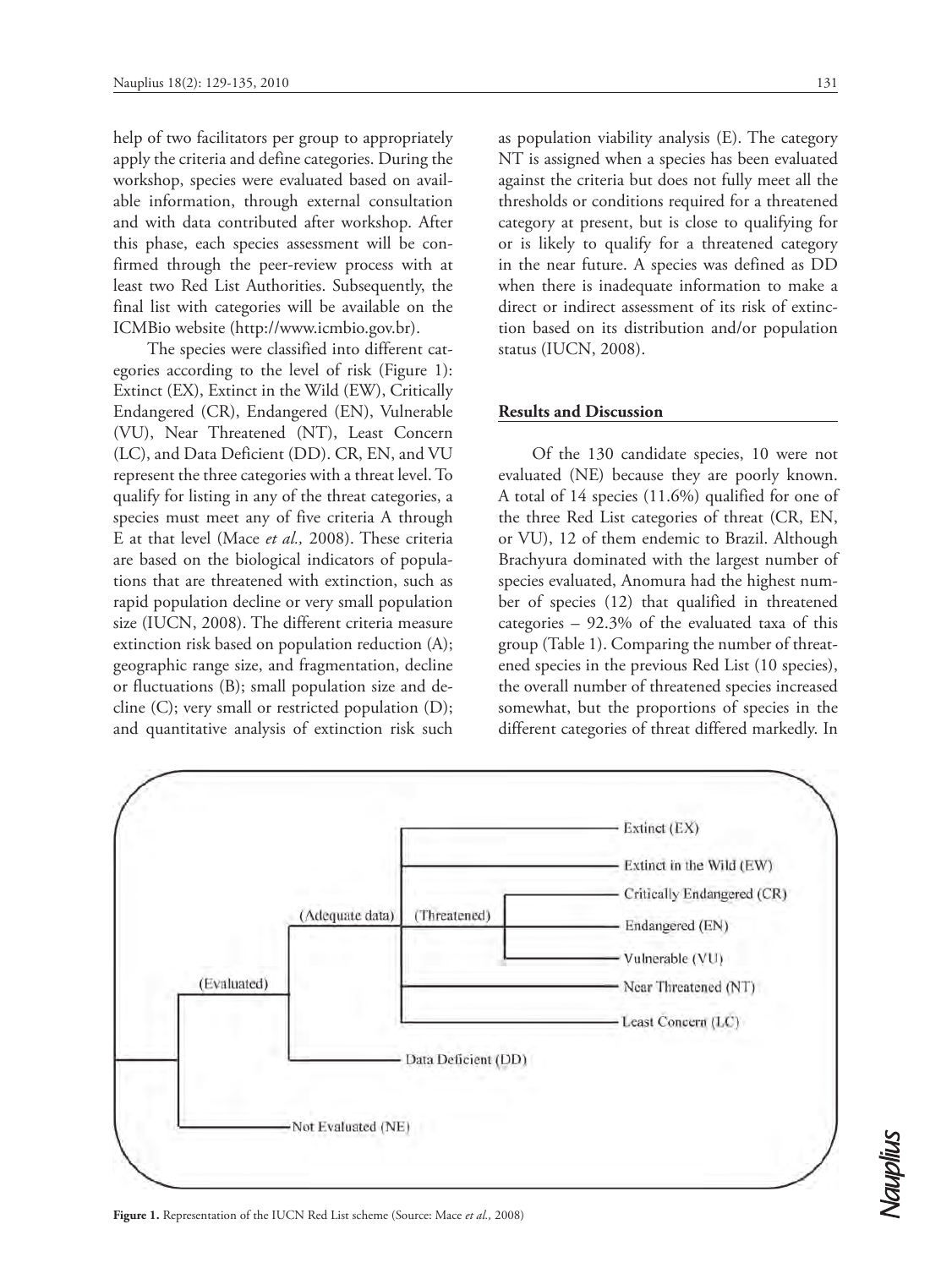help of two facilitators per group to appropriately apply the criteria and define categories. During the workshop, species were evaluated based on available information, through external consultation and with data contributed after workshop. After this phase, each species assessment will be confirmed through the peer-review process with at least two Red List Authorities. Subsequently, the final list with categories will be available on the ICMBio website (http://www.icmbio.gov.br).

The species were classified into different categories according to the level of risk (Figure 1): Extinct (EX), Extinct in the Wild (EW), Critically Endangered (CR), Endangered (EN), Vulnerable (VU), Near Threatened (NT), Least Concern (LC), and Data Deficient (DD). CR, EN, and VU represent the three categories with a threat level. To qualify for listing in any of the threat categories, a species must meet any of five criteria A through E at that level (Mace *et al.,* 2008). These criteria are based on the biological indicators of populations that are threatened with extinction, such as rapid population decline or very small population size (IUCN, 2008). The different criteria measure extinction risk based on population reduction (A); geographic range size, and fragmentation, decline or fluctuations (B); small population size and decline (C); very small or restricted population (D); and quantitative analysis of extinction risk such as population viability analysis (E). The category NT is assigned when a species has been evaluated against the criteria but does not fully meet all the thresholds or conditions required for a threatened category at present, but is close to qualifying for or is likely to qualify for a threatened category in the near future. A species was defined as DD when there is inadequate information to make a direct or indirect assessment of its risk of extinction based on its distribution and/or population status (IUCN, 2008).

## Results and Discussion

Of the 130 candidate species, 10 were not evaluated (NE) because they are poorly known. A total of 14 species (11.6%) qualified for one of the three Red List categories of threat (CR, EN, or VU), 12 of them endemic to Brazil. Although Brachyura dominated with the largest number of species evaluated, Anomura had the highest number of species (12) that qualified in threatened categories – 92.3% of the evaluated taxa of this group (Table 1). Comparing the number of threatened species in the previous Red List (10 species), the overall number of threatened species increased somewhat, but the proportions of species in the different categories of threat differed markedly. In

**Figure 1.** Representation of the IUCN Red List scheme (Source: Mace *et al.,* 2008)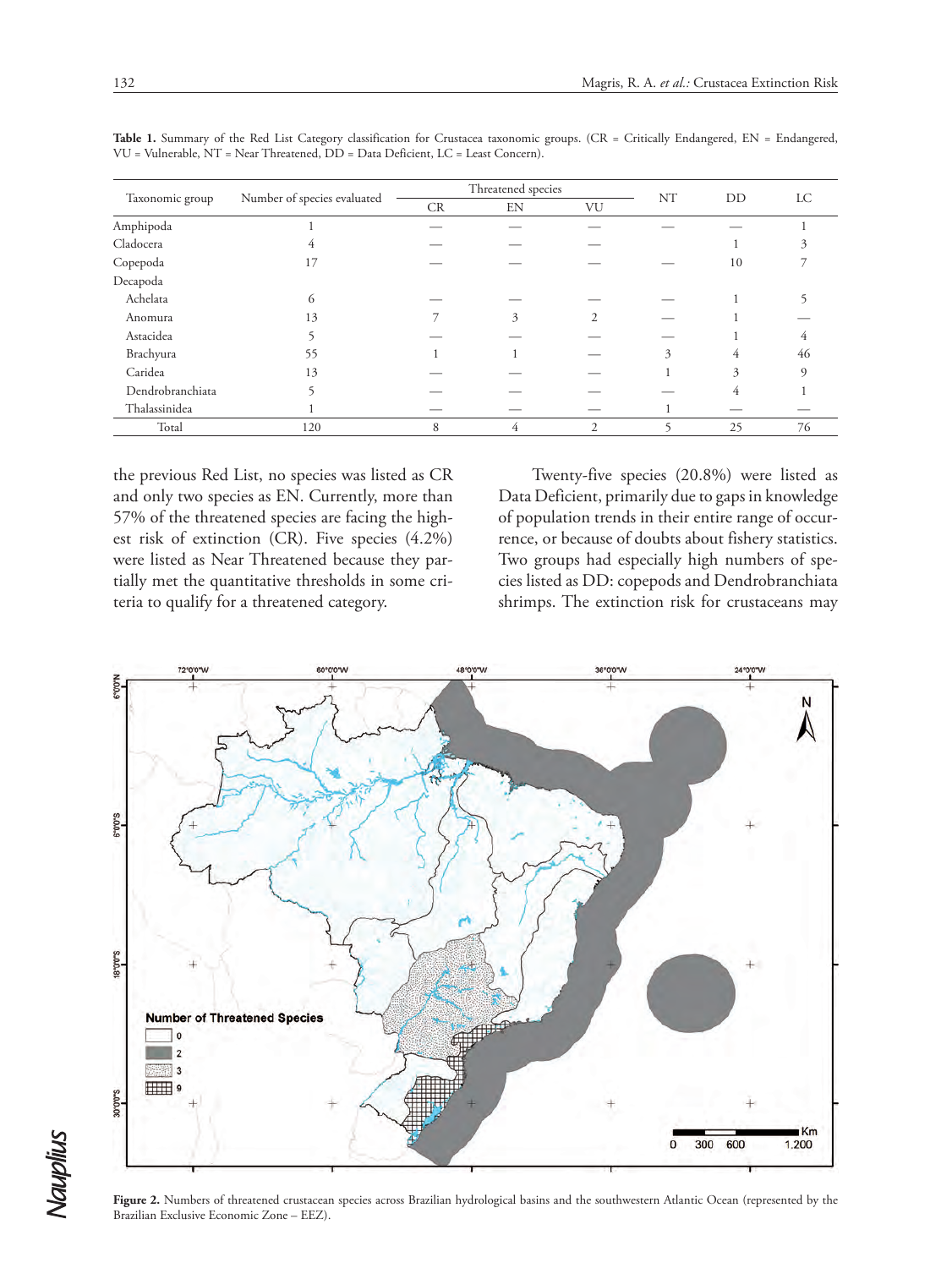**Table 1.** Summary of the Red List Category classification for Crustacea taxonomic groups. (CR = Critically Endangered, EN = Endangered, VU = Vulnerable, NT = Near Threatened, DD = Data Deficient, LC = Least Concern).

| Taxonomic group | Number of species evaluated | Threatened species | | | NT | DD | LC |
|---|---|---|---|---|---|---|---|
| | | CR | EN | VU | | | |
| Amphipoda | 1 | — | — | — | — | — | 1 |
| Cladocera | 4 | — | — | — | | 1 | 3 |
| Copepoda | 17 | — | — | — | — | 10 | 7 |
| Decapoda | | | | | | | |
| Achelata | 6 | — | — | — | — | 1 | 5 |
| Anomura | 13 | 7 | 3 | 2 | — | 1 | — |
| Astacidea | 5 | — | — | — | — | 1 | 4 |
| Brachyura | 55 | 1 | 1 | — | 3 | 4 | 46 |
| Caridea | 13 | — | — | — | 1 | 3 | 9 |
| Dendrobranchiata | 5 | — | — | — | — | 4 | 1 |
| Thalassinidea | 1 | — | — | — | 1 | — | — |
| Total | 120 | 8 | 4 | 2 | 5 | 25 | 76 |

the previous Red List, no species was listed as CR and only two species as EN. Currently, more than 57% of the threatened species are facing the highest risk of extinction (CR). Five species (4.2%) were listed as Near Threatened because they partially met the quantitative thresholds in some criteria to qualify for a threatened category.

Twenty-five species (20.8%) were listed as Data Deficient, primarily due to gaps in knowledge of population trends in their entire range of occurrence, or because of doubts about fishery statistics. Two groups had especially high numbers of species listed as DD: copepods and Dendrobranchiata shrimps. The extinction risk for crustaceans may

**Figure 2.** Numbers of threatened crustacean species across Brazilian hydrological basins and the southwestern Atlantic Ocean (represented by the Brazilian Exclusive Economic Zone – EEZ).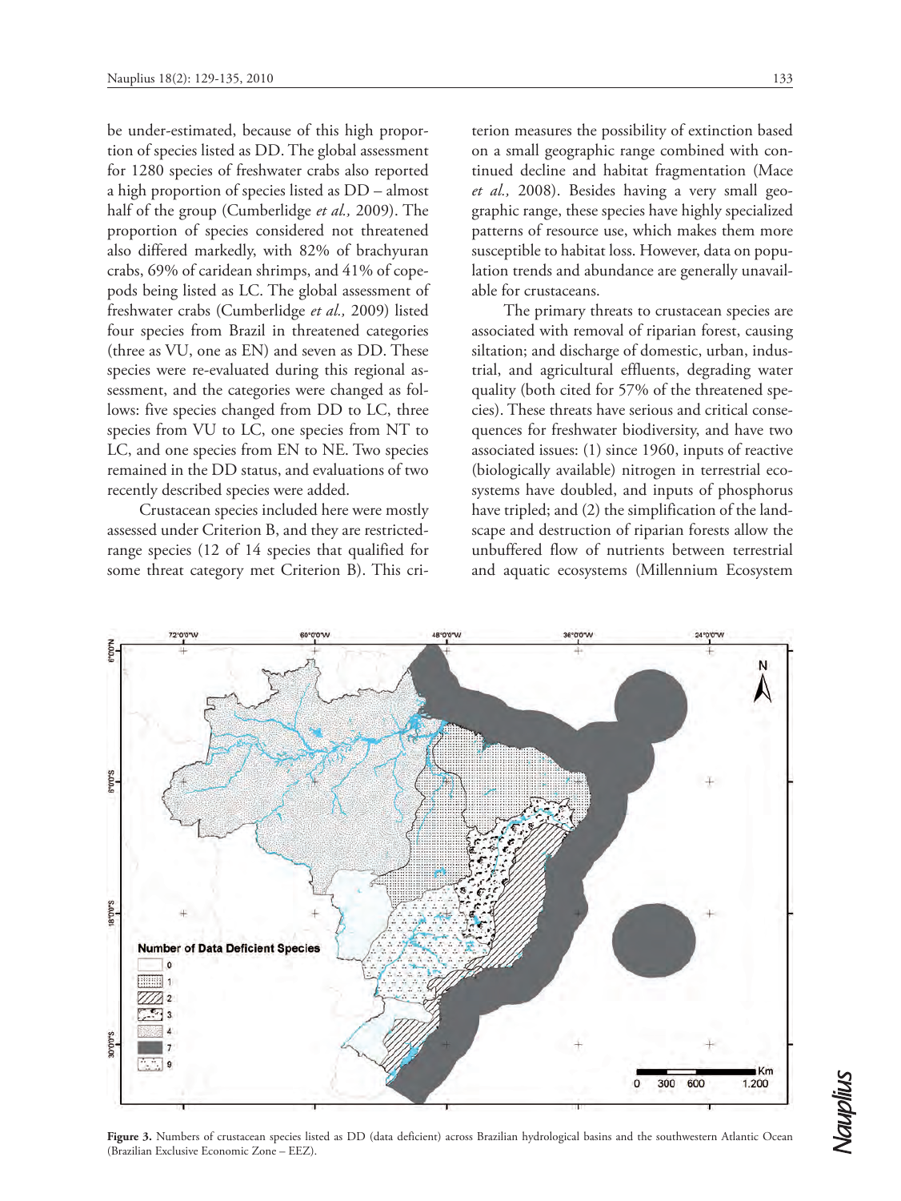be under-estimated, because of this high proportion of species listed as DD. The global assessment for 1280 species of freshwater crabs also reported a high proportion of species listed as DD – almost half of the group (Cumberlidge *et al.,* 2009). The proportion of species considered not threatened also differed markedly, with 82% of brachyuran crabs, 69% of caridean shrimps, and 41% of copepods being listed as LC. The global assessment of freshwater crabs (Cumberlidge *et al.,* 2009) listed four species from Brazil in threatened categories (three as VU, one as EN) and seven as DD. These species were re-evaluated during this regional assessment, and the categories were changed as follows: five species changed from DD to LC, three species from VU to LC, one species from NT to LC, and one species from EN to NE. Two species remained in the DD status, and evaluations of two recently described species were added.

Crustacean species included here were mostly assessed under Criterion B, and they are restricted-range species (12 of 14 species that qualified for some threat category met Criterion B). This criterion measures the possibility of extinction based on a small geographic range combined with continued decline and habitat fragmentation (Mace *et al.,* 2008). Besides having a very small geographic range, these species have highly specialized patterns of resource use, which makes them more susceptible to habitat loss. However, data on population trends and abundance are generally unavailable for crustaceans.

The primary threats to crustacean species are associated with removal of riparian forest, causing siltation; and discharge of domestic, urban, industrial, and agricultural effluents, degrading water quality (both cited for 57% of the threatened species). These threats have serious and critical consequences for freshwater biodiversity, and have two associated issues: (1) since 1960, inputs of reactive (biologically available) nitrogen in terrestrial ecosystems have doubled, and inputs of phosphorus have tripled; and (2) the simplification of the landscape and destruction of riparian forests allow the unbuffered flow of nutrients between terrestrial and aquatic ecosystems (Millennium Ecosystem

**Figure 3.** Numbers of crustacean species listed as DD (data deficient) across Brazilian hydrological basins and the southwestern Atlantic Ocean (Brazilian Exclusive Economic Zone – EEZ).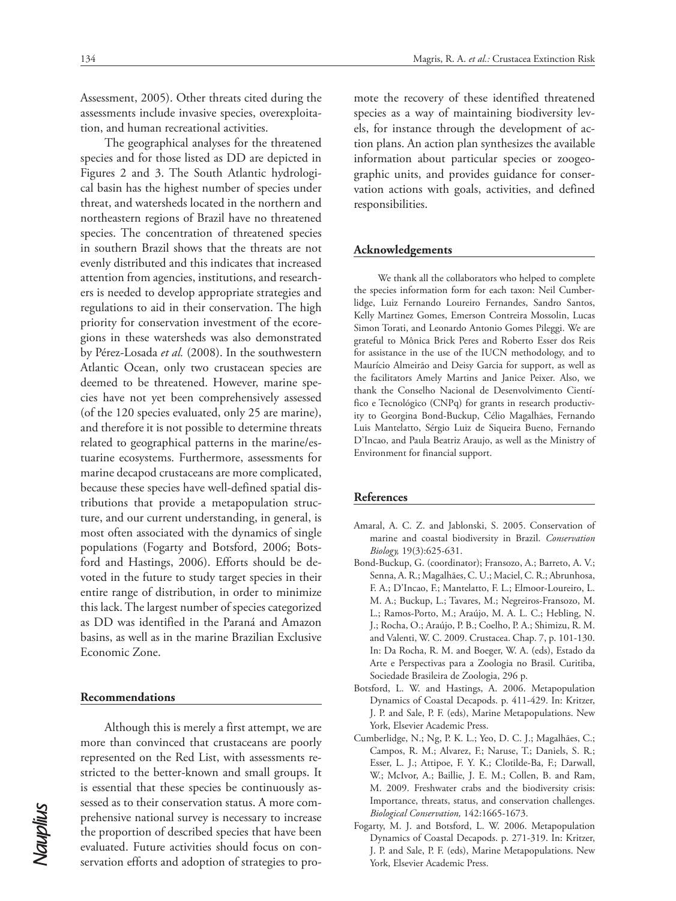Assessment, 2005). Other threats cited during the assessments include invasive species, overexploitation, and human recreational activities.

The geographical analyses for the threatened species and for those listed as DD are depicted in Figures 2 and 3. The South Atlantic hydrological basin has the highest number of species under threat, and watersheds located in the northern and northeastern regions of Brazil have no threatened species. The concentration of threatened species in southern Brazil shows that the threats are not evenly distributed and this indicates that increased attention from agencies, institutions, and researchers is needed to develop appropriate strategies and regulations to aid in their conservation. The high priority for conservation investment of the ecoregions in these watersheds was also demonstrated by Pérez-Losada *et al.* (2008). In the southwestern Atlantic Ocean, only two crustacean species are deemed to be threatened. However, marine species have not yet been comprehensively assessed (of the 120 species evaluated, only 25 are marine), and therefore it is not possible to determine threats related to geographical patterns in the marine/estuarine ecosystems. Furthermore, assessments for marine decapod crustaceans are more complicated, because these species have well-defined spatial distributions that provide a metapopulation structure, and our current understanding, in general, is most often associated with the dynamics of single populations (Fogarty and Botsford, 2006; Botsford and Hastings, 2006). Efforts should be devoted in the future to study target species in their entire range of distribution, in order to minimize this lack. The largest number of species categorized as DD was identified in the Paraná and Amazon basins, as well as in the marine Brazilian Exclusive Economic Zone.

## Recommendations

Although this is merely a first attempt, we are more than convinced that crustaceans are poorly represented on the Red List, with assessments restricted to the better-known and small groups. It is essential that these species be continuously assessed as to their conservation status. A more comprehensive national survey is necessary to increase the proportion of described species that have been evaluated. Future activities should focus on conservation efforts and adoption of strategies to promote the recovery of these identified threatened species as a way of maintaining biodiversity levels, for instance through the development of action plans. An action plan synthesizes the available information about particular species or zoogeographic units, and provides guidance for conservation actions with goals, activities, and defined responsibilities.

## Acknowledgements

We thank all the collaborators who helped to complete the species information form for each taxon: Neil Cumberlidge, Luiz Fernando Loureiro Fernandes, Sandro Santos, Kelly Martinez Gomes, Emerson Contreira Mossolin, Lucas Simon Torati, and Leonardo Antonio Gomes Pileggi. We are grateful to Mônica Brick Peres and Roberto Esser dos Reis for assistance in the use of the IUCN methodology, and to Maurício Almeirão and Deisy Garcia for support, as well as the facilitators Amely Martins and Janice Peixer. Also, we thank the Conselho Nacional de Desenvolvimento Científico e Tecnológico (CNPq) for grants in research productivity to Georgina Bond-Buckup, Célio Magalhães, Fernando Luis Mantelatto, Sérgio Luiz de Siqueira Bueno, Fernando D'Incao, and Paula Beatriz Araujo, as well as the Ministry of Environment for financial support.

## References

Amaral, A. C. Z. and Jablonski, S. 2005. Conservation of marine and coastal biodiversity in Brazil. *Conservation Biology,* 19(3):625-631.

Bond-Buckup, G. (coordinator); Fransozo, A.; Barreto, A. V.; Senna, A. R.; Magalhães, C. U.; Maciel, C. R.; Abrunhosa, F. A.; D'Incao, F.; Mantelatto, F. L.; Elmoor-Loureiro, L. M. A.; Buckup, L.; Tavares, M.; Negreiros-Fransozo, M. L.; Ramos-Porto, M.; Araújo, M. A. L. C.; Hebling, N. J.; Rocha, O.; Araújo, P. B.; Coelho, P. A.; Shimizu, R. M. and Valenti, W. C. 2009. Crustacea. Chap. 7, p. 101-130. In: Da Rocha, R. M. and Boeger, W. A. (eds), Estado da Arte e Perspectivas para a Zoologia no Brasil. Curitiba, Sociedade Brasileira de Zoologia, 296 p.

Botsford, L. W. and Hastings, A. 2006. Metapopulation Dynamics of Coastal Decapods. p. 411-429. In: Kritzer, J. P. and Sale, P. F. (eds), Marine Metapopulations. New York, Elsevier Academic Press.

Cumberlidge, N.; Ng, P. K. L.; Yeo, D. C. J.; Magalhães, C.; Campos, R. M.; Alvarez, F.; Naruse, T.; Daniels, S. R.; Esser, L. J.; Attipoe, F. Y. K.; Clotilde-Ba, F.; Darwall, W.; McIvor, A.; Baillie, J. E. M.; Collen, B. and Ram, M. 2009. Freshwater crabs and the biodiversity crisis: Importance, threats, status, and conservation challenges. *Biological Conservation,* 142:1665-1673.

Fogarty, M. J. and Botsford, L. W. 2006. Metapopulation Dynamics of Coastal Decapods. p. 271-319. In: Kritzer, J. P. and Sale, P. F. (eds), Marine Metapopulations. New York, Elsevier Academic Press.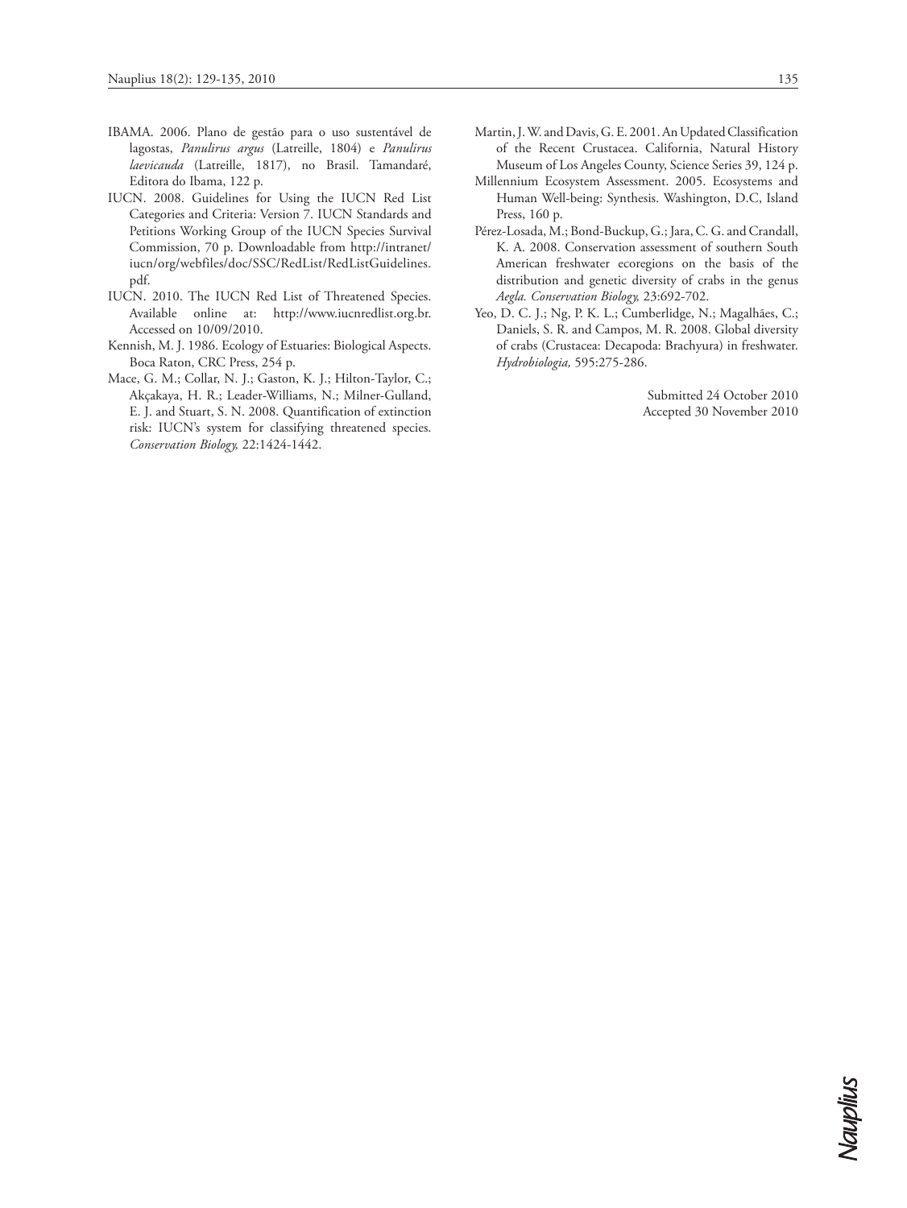IBAMA. 2006. Plano de gestão para o uso sustentável de lagostas, *Panulirus argus* (Latreille, 1804) e *Panulirus laevicauda* (Latreille, 1817), no Brasil. Tamandaré, Editora do Ibama, 122 p.

IUCN. 2008. Guidelines for Using the IUCN Red List Categories and Criteria: Version 7. IUCN Standards and Petitions Working Group of the IUCN Species Survival Commission, 70 p. Downloadable from http://intranet/iucn/org/webfiles/doc/SSC/RedList/RedListGuidelines.pdf.

IUCN. 2010. The IUCN Red List of Threatened Species. Available online at: http://www.iucnredlist.org.br. Accessed on 10/09/2010.

Kennish, M. J. 1986. Ecology of Estuaries: Biological Aspects. Boca Raton, CRC Press, 254 p.

Mace, G. M.; Collar, N. J.; Gaston, K. J.; Hilton-Taylor, C.; Akçakaya, H. R.; Leader-Williams, N.; Milner-Gulland, E. J. and Stuart, S. N. 2008. Quantification of extinction risk: IUCN's system for classifying threatened species. *Conservation Biology,* 22:1424-1442.

Martin, J. W. and Davis, G. E. 2001. An Updated Classification of the Recent Crustacea. California, Natural History Museum of Los Angeles County, Science Series 39, 124 p.

Millennium Ecosystem Assessment. 2005. Ecosystems and Human Well-being: Synthesis. Washington, D.C, Island Press, 160 p.

Pérez-Losada, M.; Bond-Buckup, G.; Jara, C. G. and Crandall, K. A. 2008. Conservation assessment of southern South American freshwater ecoregions on the basis of the distribution and genetic diversity of crabs in the genus *Aegla. Conservation Biology,* 23:692-702.

Yeo, D. C. J.; Ng, P. K. L.; Cumberlidge, N.; Magalhães, C.; Daniels, S. R. and Campos, M. R. 2008. Global diversity of crabs (Crustacea: Decapoda: Brachyura) in freshwater. *Hydrobiologia,* 595:275-286.

Submitted 24 October 2010
Accepted 30 November 2010